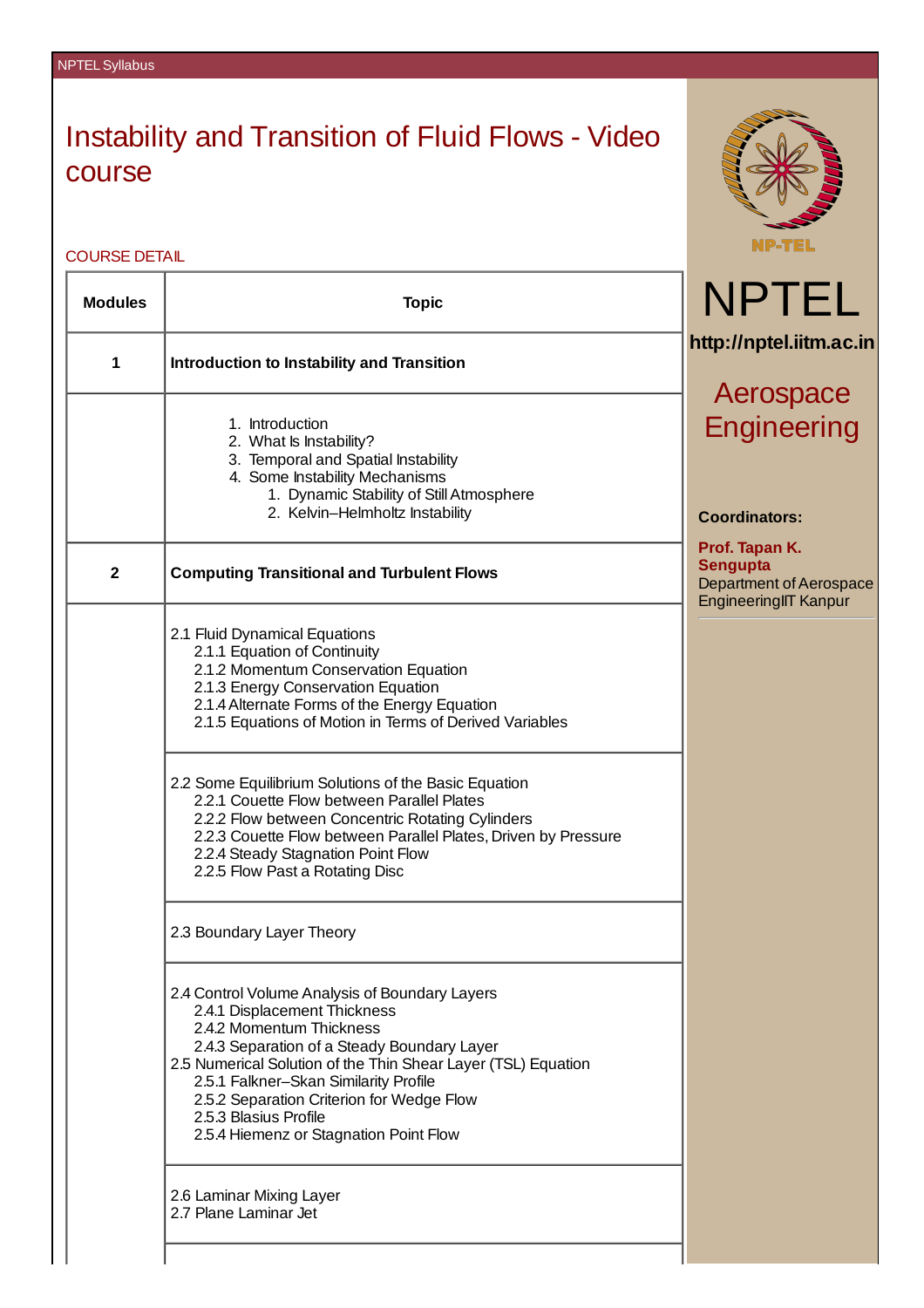# Instability and Transition of Fluid Flows - Video course

## COURSE DETAIL

| Modules | Topic |
|---|---|
| 1 | **Introduction to Instability and Transition** |
| | 1. Introduction<br>2. What Is Instability?<br>3. Temporal and Spatial Instability<br>4. Some Instability Mechanisms<br>&nbsp;&nbsp;&nbsp;&nbsp;1. Dynamic Stability of Still Atmosphere<br>&nbsp;&nbsp;&nbsp;&nbsp;2. Kelvin–Helmholtz Instability |
| 2 | **Computing Transitional and Turbulent Flows** |
| | 2.1 Fluid Dynamical Equations<br>&nbsp;&nbsp;&nbsp;&nbsp;2.1.1 Equation of Continuity<br>&nbsp;&nbsp;&nbsp;&nbsp;2.1.2 Momentum Conservation Equation<br>&nbsp;&nbsp;&nbsp;&nbsp;2.1.3 Energy Conservation Equation<br>&nbsp;&nbsp;&nbsp;&nbsp;2.1.4 Alternate Forms of the Energy Equation<br>&nbsp;&nbsp;&nbsp;&nbsp;2.1.5 Equations of Motion in Terms of Derived Variables |
| | 2.2 Some Equilibrium Solutions of the Basic Equation<br>&nbsp;&nbsp;&nbsp;&nbsp;2.2.1 Couette Flow between Parallel Plates<br>&nbsp;&nbsp;&nbsp;&nbsp;2.2.2 Flow between Concentric Rotating Cylinders<br>&nbsp;&nbsp;&nbsp;&nbsp;2.2.3 Couette Flow between Parallel Plates, Driven by Pressure<br>&nbsp;&nbsp;&nbsp;&nbsp;2.2.4 Steady Stagnation Point Flow<br>&nbsp;&nbsp;&nbsp;&nbsp;2.2.5 Flow Past a Rotating Disc |
| | 2.3 Boundary Layer Theory |
| | 2.4 Control Volume Analysis of Boundary Layers<br>&nbsp;&nbsp;&nbsp;&nbsp;2.4.1 Displacement Thickness<br>&nbsp;&nbsp;&nbsp;&nbsp;2.4.2 Momentum Thickness<br>&nbsp;&nbsp;&nbsp;&nbsp;2.4.3 Separation of a Steady Boundary Layer<br>2.5 Numerical Solution of the Thin Shear Layer (TSL) Equation<br>&nbsp;&nbsp;&nbsp;&nbsp;2.5.1 Falkner–Skan Similarity Profile<br>&nbsp;&nbsp;&nbsp;&nbsp;2.5.2 Separation Criterion for Wedge Flow<br>&nbsp;&nbsp;&nbsp;&nbsp;2.5.3 Blasius Profile<br>&nbsp;&nbsp;&nbsp;&nbsp;2.5.4 Hiemenz or Stagnation Point Flow |
| | 2.6 Laminar Mixing Layer<br>2.7 Plane Laminar Jet |

NPTEL

http://nptel.iitm.ac.in

## Aerospace Engineering

**Coordinators:**

**Prof. Tapan K. Sengupta**
Department of Aerospace EngineeringIIT Kanpur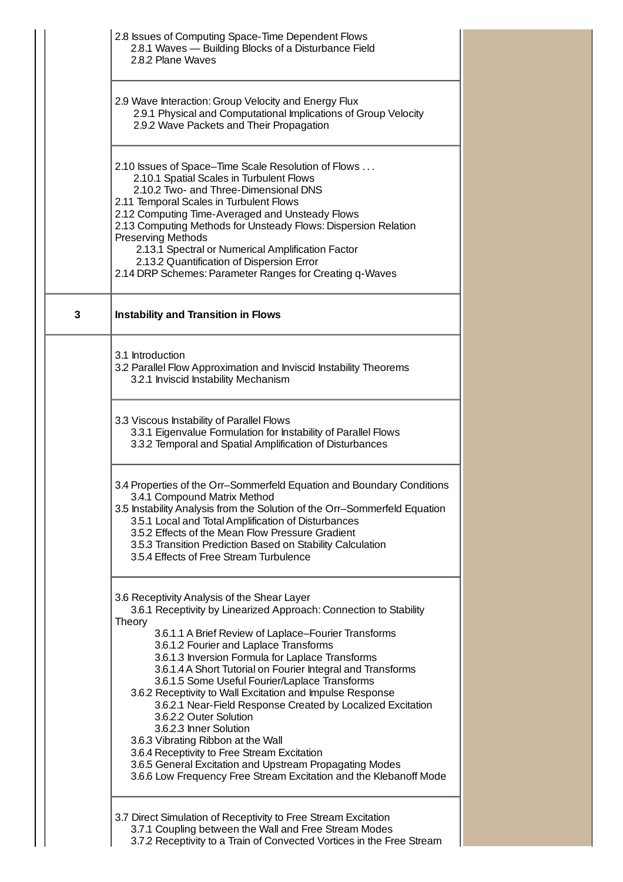| | |
|---|---|
| | 2.8 Issues of Computing Space-Time Dependent Flows<br>2.8.1 Waves — Building Blocks of a Disturbance Field<br>2.8.2 Plane Waves |
| | 2.9 Wave Interaction: Group Velocity and Energy Flux<br>2.9.1 Physical and Computational Implications of Group Velocity<br>2.9.2 Wave Packets and Their Propagation |
| | 2.10 Issues of Space–Time Scale Resolution of Flows . . .<br>2.10.1 Spatial Scales in Turbulent Flows<br>2.10.2 Two- and Three-Dimensional DNS<br>2.11 Temporal Scales in Turbulent Flows<br>2.12 Computing Time-Averaged and Unsteady Flows<br>2.13 Computing Methods for Unsteady Flows: Dispersion Relation Preserving Methods<br>2.13.1 Spectral or Numerical Amplification Factor<br>2.13.2 Quantification of Dispersion Error<br>2.14 DRP Schemes: Parameter Ranges for Creating q-Waves |
| **3** | **Instability and Transition in Flows** |
| | 3.1 Introduction<br>3.2 Parallel Flow Approximation and Inviscid Instability Theorems<br>3.2.1 Inviscid Instability Mechanism |
| | 3.3 Viscous Instability of Parallel Flows<br>3.3.1 Eigenvalue Formulation for Instability of Parallel Flows<br>3.3.2 Temporal and Spatial Amplification of Disturbances |
| | 3.4 Properties of the Orr–Sommerfeld Equation and Boundary Conditions<br>3.4.1 Compound Matrix Method<br>3.5 Instability Analysis from the Solution of the Orr–Sommerfeld Equation<br>3.5.1 Local and Total Amplification of Disturbances<br>3.5.2 Effects of the Mean Flow Pressure Gradient<br>3.5.3 Transition Prediction Based on Stability Calculation<br>3.5.4 Effects of Free Stream Turbulence |
| | 3.6 Receptivity Analysis of the Shear Layer<br>3.6.1 Receptivity by Linearized Approach: Connection to Stability Theory<br>3.6.1.1 A Brief Review of Laplace–Fourier Transforms<br>3.6.1.2 Fourier and Laplace Transforms<br>3.6.1.3 Inversion Formula for Laplace Transforms<br>3.6.1.4 A Short Tutorial on Fourier Integral and Transforms<br>3.6.1.5 Some Useful Fourier/Laplace Transforms<br>3.6.2 Receptivity to Wall Excitation and Impulse Response<br>3.6.2.1 Near-Field Response Created by Localized Excitation<br>3.6.2.2 Outer Solution<br>3.6.2.3 Inner Solution<br>3.6.3 Vibrating Ribbon at the Wall<br>3.6.4 Receptivity to Free Stream Excitation<br>3.6.5 General Excitation and Upstream Propagating Modes<br>3.6.6 Low Frequency Free Stream Excitation and the Klebanoff Mode |
| | 3.7 Direct Simulation of Receptivity to Free Stream Excitation<br>3.7.1 Coupling between the Wall and Free Stream Modes<br>3.7.2 Receptivity to a Train of Convected Vortices in the Free Stream |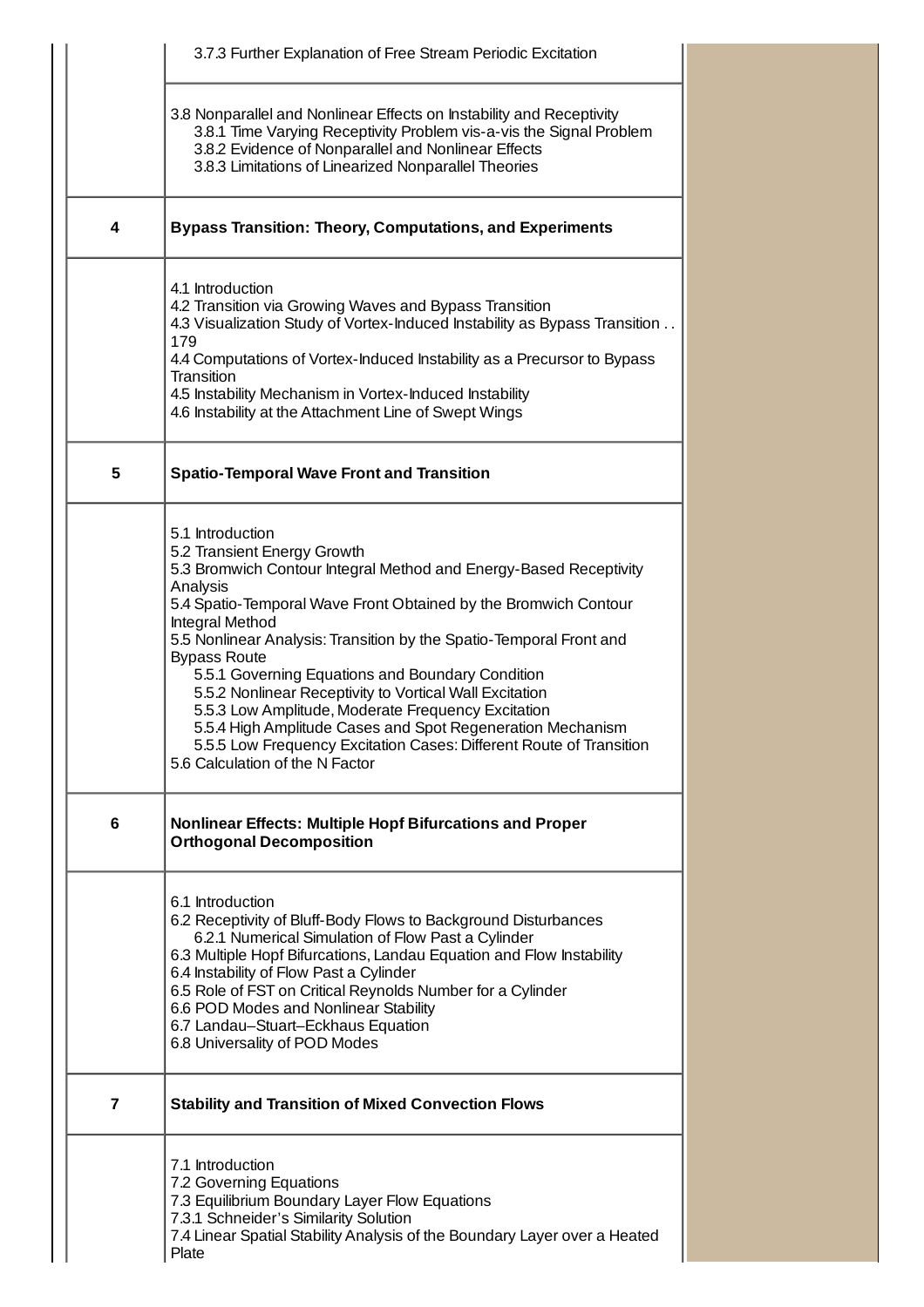| | |
|---|---|
| | 3.7.3 Further Explanation of Free Stream Periodic Excitation |
| | 3.8 Nonparallel and Nonlinear Effects on Instability and Receptivity<br>3.8.1 Time Varying Receptivity Problem vis-a-vis the Signal Problem<br>3.8.2 Evidence of Nonparallel and Nonlinear Effects<br>3.8.3 Limitations of Linearized Nonparallel Theories |
| **4** | **Bypass Transition: Theory, Computations, and Experiments** |
| | 4.1 Introduction<br>4.2 Transition via Growing Waves and Bypass Transition<br>4.3 Visualization Study of Vortex-Induced Instability as Bypass Transition . . 179<br>4.4 Computations of Vortex-Induced Instability as a Precursor to Bypass Transition<br>4.5 Instability Mechanism in Vortex-Induced Instability<br>4.6 Instability at the Attachment Line of Swept Wings |
| **5** | **Spatio-Temporal Wave Front and Transition** |
| | 5.1 Introduction<br>5.2 Transient Energy Growth<br>5.3 Bromwich Contour Integral Method and Energy-Based Receptivity Analysis<br>5.4 Spatio-Temporal Wave Front Obtained by the Bromwich Contour Integral Method<br>5.5 Nonlinear Analysis: Transition by the Spatio-Temporal Front and Bypass Route<br>5.5.1 Governing Equations and Boundary Condition<br>5.5.2 Nonlinear Receptivity to Vortical Wall Excitation<br>5.5.3 Low Amplitude, Moderate Frequency Excitation<br>5.5.4 High Amplitude Cases and Spot Regeneration Mechanism<br>5.5.5 Low Frequency Excitation Cases: Different Route of Transition<br>5.6 Calculation of the N Factor |
| **6** | **Nonlinear Effects: Multiple Hopf Bifurcations and Proper Orthogonal Decomposition** |
| | 6.1 Introduction<br>6.2 Receptivity of Bluff-Body Flows to Background Disturbances<br>6.2.1 Numerical Simulation of Flow Past a Cylinder<br>6.3 Multiple Hopf Bifurcations, Landau Equation and Flow Instability<br>6.4 Instability of Flow Past a Cylinder<br>6.5 Role of FST on Critical Reynolds Number for a Cylinder<br>6.6 POD Modes and Nonlinear Stability<br>6.7 Landau–Stuart–Eckhaus Equation<br>6.8 Universality of POD Modes |
| **7** | **Stability and Transition of Mixed Convection Flows** |
| | 7.1 Introduction<br>7.2 Governing Equations<br>7.3 Equilibrium Boundary Layer Flow Equations<br>7.3.1 Schneider's Similarity Solution<br>7.4 Linear Spatial Stability Analysis of the Boundary Layer over a Heated Plate |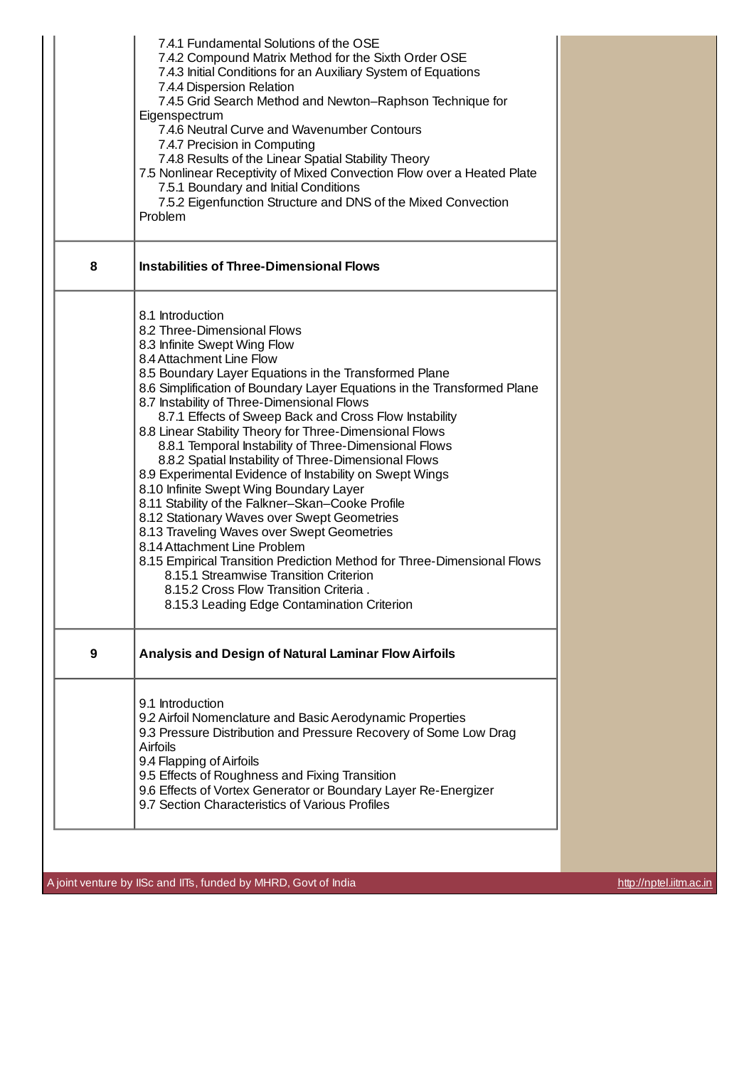| | |
|---|---|
| | 7.4.1 Fundamental Solutions of the OSE<br>7.4.2 Compound Matrix Method for the Sixth Order OSE<br>7.4.3 Initial Conditions for an Auxiliary System of Equations<br>7.4.4 Dispersion Relation<br>7.4.5 Grid Search Method and Newton–Raphson Technique for Eigenspectrum<br>7.4.6 Neutral Curve and Wavenumber Contours<br>7.4.7 Precision in Computing<br>7.4.8 Results of the Linear Spatial Stability Theory<br>7.5 Nonlinear Receptivity of Mixed Convection Flow over a Heated Plate<br>7.5.1 Boundary and Initial Conditions<br>7.5.2 Eigenfunction Structure and DNS of the Mixed Convection Problem |
| **8** | **Instabilities of Three-Dimensional Flows** |
| | 8.1 Introduction<br>8.2 Three-Dimensional Flows<br>8.3 Infinite Swept Wing Flow<br>8.4 Attachment Line Flow<br>8.5 Boundary Layer Equations in the Transformed Plane<br>8.6 Simplification of Boundary Layer Equations in the Transformed Plane<br>8.7 Instability of Three-Dimensional Flows<br>8.7.1 Effects of Sweep Back and Cross Flow Instability<br>8.8 Linear Stability Theory for Three-Dimensional Flows<br>8.8.1 Temporal Instability of Three-Dimensional Flows<br>8.8.2 Spatial Instability of Three-Dimensional Flows<br>8.9 Experimental Evidence of Instability on Swept Wings<br>8.10 Infinite Swept Wing Boundary Layer<br>8.11 Stability of the Falkner–Skan–Cooke Profile<br>8.12 Stationary Waves over Swept Geometries<br>8.13 Traveling Waves over Swept Geometries<br>8.14 Attachment Line Problem<br>8.15 Empirical Transition Prediction Method for Three-Dimensional Flows<br>8.15.1 Streamwise Transition Criterion<br>8.15.2 Cross Flow Transition Criteria .<br>8.15.3 Leading Edge Contamination Criterion |
| **9** | **Analysis and Design of Natural Laminar Flow Airfoils** |
| | 9.1 Introduction<br>9.2 Airfoil Nomenclature and Basic Aerodynamic Properties<br>9.3 Pressure Distribution and Pressure Recovery of Some Low Drag Airfoils<br>9.4 Flapping of Airfoils<br>9.5 Effects of Roughness and Fixing Transition<br>9.6 Effects of Vortex Generator or Boundary Layer Re-Energizer<br>9.7 Section Characteristics of Various Profiles |